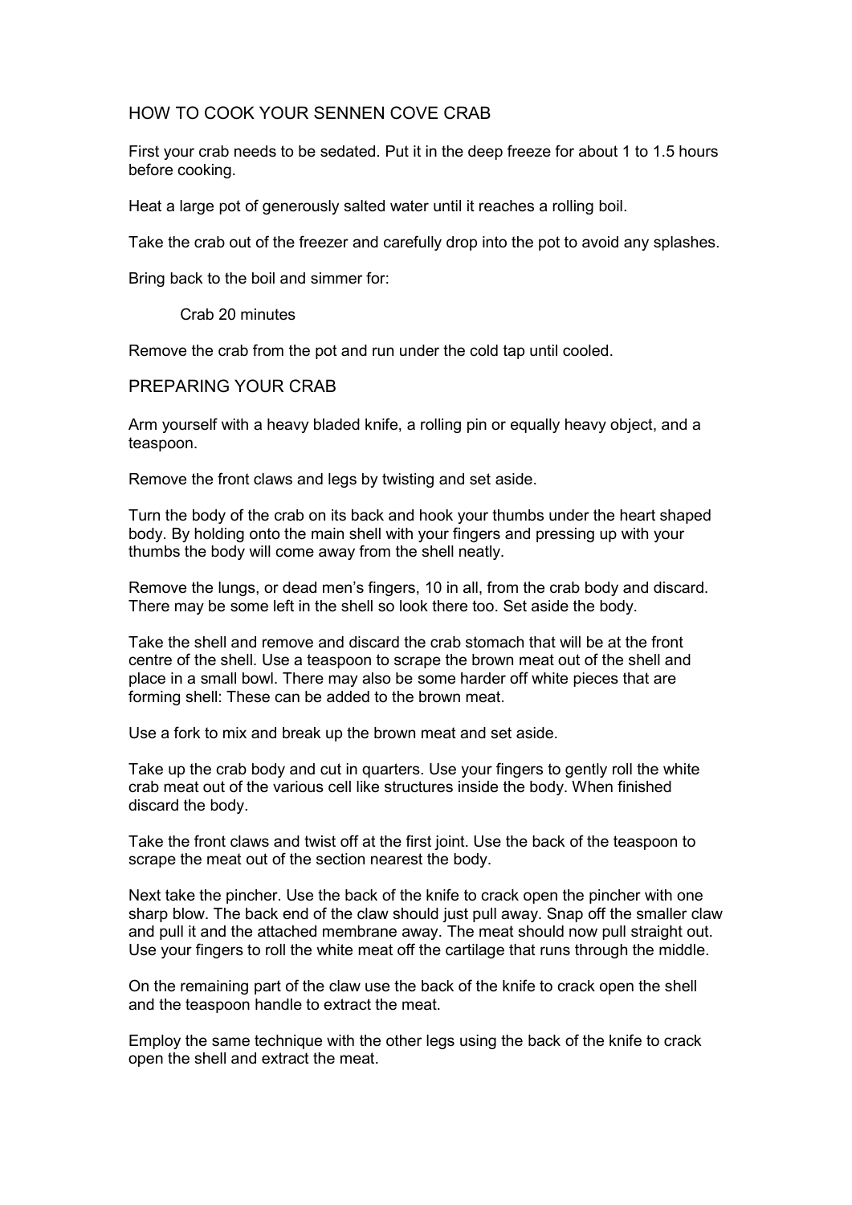## HOW TO COOK YOUR SENNEN COVE CRAB

First your crab needs to be sedated. Put it in the deep freeze for about 1 to 1.5 hours before cooking.

Heat a large pot of generously salted water until it reaches a rolling boil.

Take the crab out of the freezer and carefully drop into the pot to avoid any splashes.

Bring back to the boil and simmer for:

Crab 20 minutes

Remove the crab from the pot and run under the cold tap until cooled.

## PREPARING YOUR CRAB

Arm yourself with a heavy bladed knife, a rolling pin or equally heavy object, and a teaspoon.

Remove the front claws and legs by twisting and set aside.

Turn the body of the crab on its back and hook your thumbs under the heart shaped body. By holding onto the main shell with your fingers and pressing up with your thumbs the body will come away from the shell neatly.

Remove the lungs, or dead men's fingers, 10 in all, from the crab body and discard. There may be some left in the shell so look there too. Set aside the body.

Take the shell and remove and discard the crab stomach that will be at the front centre of the shell. Use a teaspoon to scrape the brown meat out of the shell and place in a small bowl. There may also be some harder off white pieces that are forming shell: These can be added to the brown meat.

Use a fork to mix and break up the brown meat and set aside.

Take up the crab body and cut in quarters. Use your fingers to gently roll the white crab meat out of the various cell like structures inside the body. When finished discard the body.

Take the front claws and twist off at the first joint. Use the back of the teaspoon to scrape the meat out of the section nearest the body.

Next take the pincher. Use the back of the knife to crack open the pincher with one sharp blow. The back end of the claw should just pull away. Snap off the smaller claw and pull it and the attached membrane away. The meat should now pull straight out. Use your fingers to roll the white meat off the cartilage that runs through the middle.

On the remaining part of the claw use the back of the knife to crack open the shell and the teaspoon handle to extract the meat.

Employ the same technique with the other legs using the back of the knife to crack open the shell and extract the meat.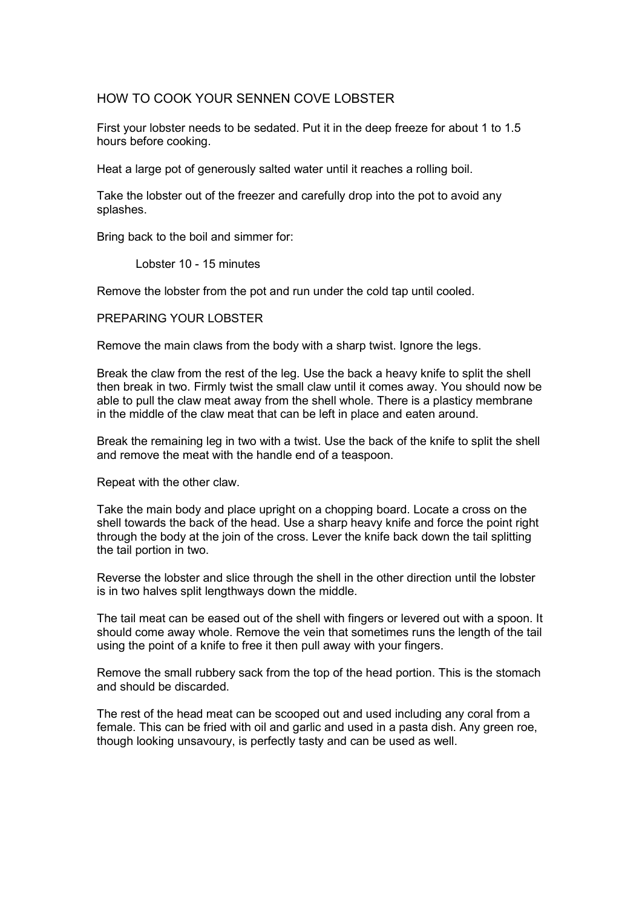# HOW TO COOK YOUR SENNEN COVE LOBSTER

First your lobster needs to be sedated. Put it in the deep freeze for about 1 to 1.5 hours before cooking.

Heat a large pot of generously salted water until it reaches a rolling boil.

Take the lobster out of the freezer and carefully drop into the pot to avoid any splashes.

Bring back to the boil and simmer for:

Lobster 10 - 15 minutes

Remove the lobster from the pot and run under the cold tap until cooled.

## PREPARING YOUR LOBSTER

Remove the main claws from the body with a sharp twist. Ignore the legs.

Break the claw from the rest of the leg. Use the back a heavy knife to split the shell then break in two. Firmly twist the small claw until it comes away. You should now be able to pull the claw meat away from the shell whole. There is a plasticy membrane in the middle of the claw meat that can be left in place and eaten around.

Break the remaining leg in two with a twist. Use the back of the knife to split the shell and remove the meat with the handle end of a teaspoon.

Repeat with the other claw.

Take the main body and place upright on a chopping board. Locate a cross on the shell towards the back of the head. Use a sharp heavy knife and force the point right through the body at the join of the cross. Lever the knife back down the tail splitting the tail portion in two.

Reverse the lobster and slice through the shell in the other direction until the lobster is in two halves split lengthways down the middle.

The tail meat can be eased out of the shell with fingers or levered out with a spoon. It should come away whole. Remove the vein that sometimes runs the length of the tail using the point of a knife to free it then pull away with your fingers.

Remove the small rubbery sack from the top of the head portion. This is the stomach and should be discarded.

The rest of the head meat can be scooped out and used including any coral from a female. This can be fried with oil and garlic and used in a pasta dish. Any green roe, though looking unsavoury, is perfectly tasty and can be used as well.